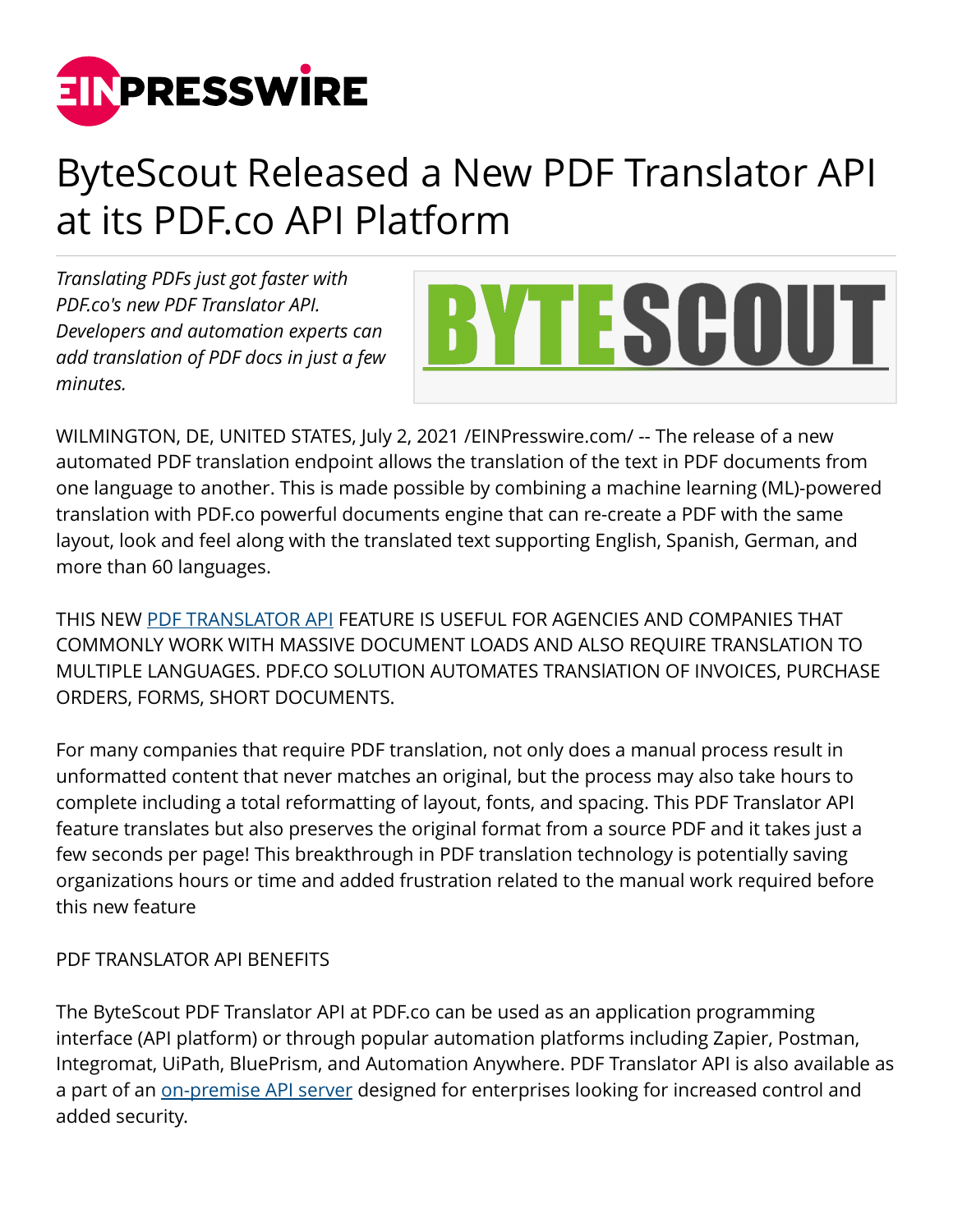# ByteScout Released a New PDF Translator API at its PDF.co API Platform

*Translating PDFs just got faster with PDF.co's new PDF Translator API. Developers and automation experts can add translation of PDF docs in just a few minutes.*

WILMINGTON, DE, UNITED STATES, July 2, 2021 /EINPresswire.com/ -- The release of a new automated PDF translation endpoint allows the translation of the text in PDF documents from one language to another. This is made possible by combining a machine learning (ML)-powered translation with PDF.co powerful documents engine that can re-create a PDF with the same layout, look and feel along with the translated text supporting English, Spanish, German, and more than 60 languages.

THIS NEW PDF TRANSLATOR API FEATURE IS USEFUL FOR AGENCIES AND COMPANIES THAT COMMONLY WORK WITH MASSIVE DOCUMENT LOADS AND ALSO REQUIRE TRANSLATION TO MULTIPLE LANGUAGES. PDF.CO SOLUTION AUTOMATES TRANSIATION OF INVOICES, PURCHASE ORDERS, FORMS, SHORT DOCUMENTS.

For many companies that require PDF translation, not only does a manual process result in unformatted content that never matches an original, but the process may also take hours to complete including a total reformatting of layout, fonts, and spacing. This PDF Translator API feature translates but also preserves the original format from a source PDF and it takes just a few seconds per page! This breakthrough in PDF translation technology is potentially saving organizations hours or time and added frustration related to the manual work required before this new feature

PDF TRANSLATOR API BENEFITS

The ByteScout PDF Translator API at PDF.co can be used as an application programming interface (API platform) or through popular automation platforms including Zapier, Postman, Integromat, UiPath, BluePrism, and Automation Anywhere. PDF Translator API is also available as a part of an on-premise API server designed for enterprises looking for increased control and added security.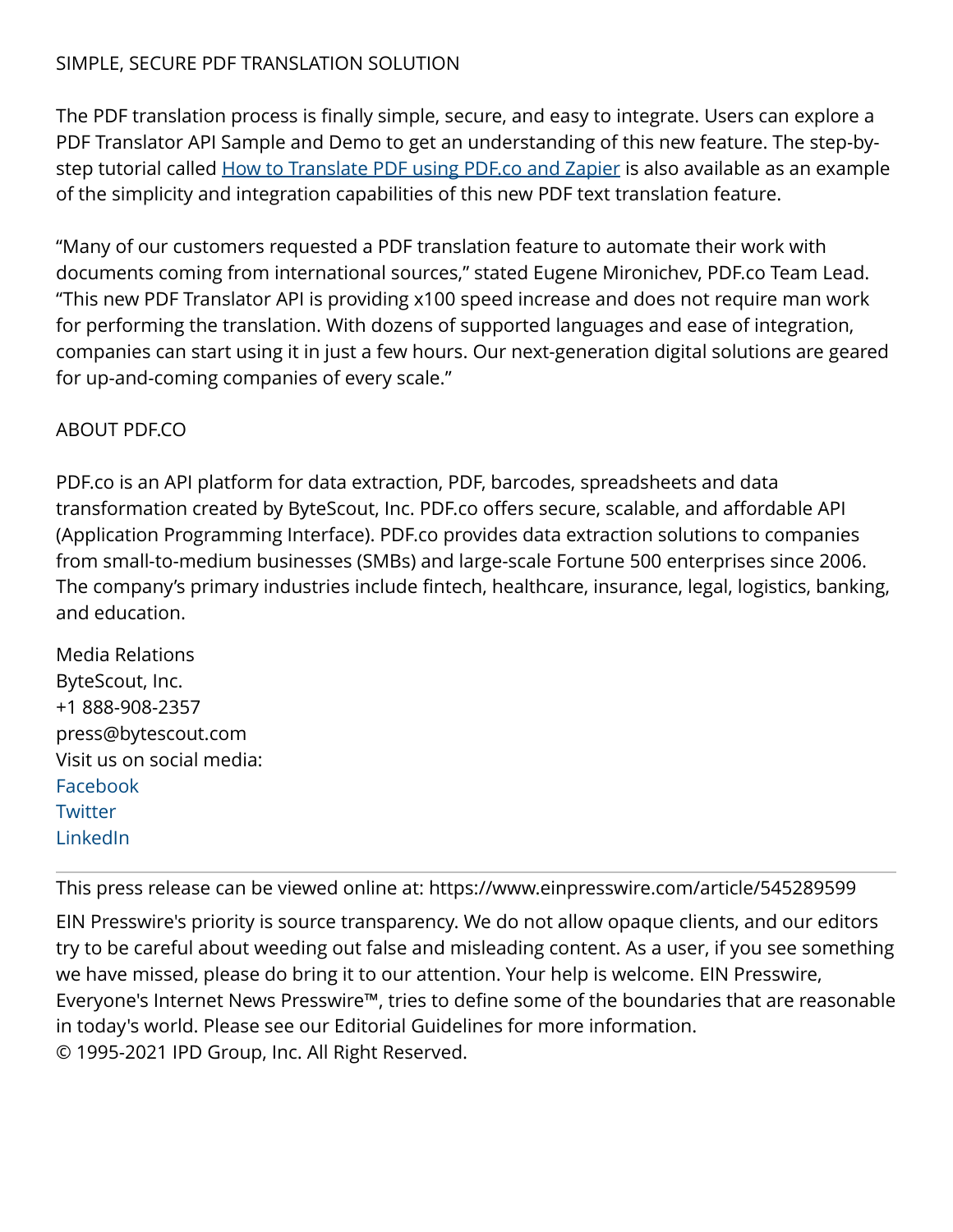SIMPLE, SECURE PDF TRANSLATION SOLUTION

The PDF translation process is finally simple, secure, and easy to integrate. Users can explore a PDF Translator API Sample and Demo to get an understanding of this new feature. The step-by-step tutorial called [How to Translate PDF using PDF.co and Zapier] is also available as an example of the simplicity and integration capabilities of this new PDF text translation feature.

“Many of our customers requested a PDF translation feature to automate their work with documents coming from international sources,” stated Eugene Mironichev, PDF.co Team Lead. “This new PDF Translator API is providing x100 speed increase and does not require man work for performing the translation. With dozens of supported languages and ease of integration, companies can start using it in just a few hours. Our next-generation digital solutions are geared for up-and-coming companies of every scale.”

ABOUT PDF.CO

PDF.co is an API platform for data extraction, PDF, barcodes, spreadsheets and data transformation created by ByteScout, Inc. PDF.co offers secure, scalable, and affordable API (Application Programming Interface). PDF.co provides data extraction solutions to companies from small-to-medium businesses (SMBs) and large-scale Fortune 500 enterprises since 2006. The company’s primary industries include fintech, healthcare, insurance, legal, logistics, banking, and education.

Media Relations
ByteScout, Inc.
+1 888-908-2357
press@bytescout.com
Visit us on social media:
Facebook
Twitter
LinkedIn

---

This press release can be viewed online at: https://www.einpresswire.com/article/545289599

EIN Presswire's priority is source transparency. We do not allow opaque clients, and our editors try to be careful about weeding out false and misleading content. As a user, if you see something we have missed, please do bring it to our attention. Your help is welcome. EIN Presswire, Everyone's Internet News Presswire™, tries to define some of the boundaries that are reasonable in today's world. Please see our Editorial Guidelines for more information.
© 1995-2021 IPD Group, Inc. All Right Reserved.